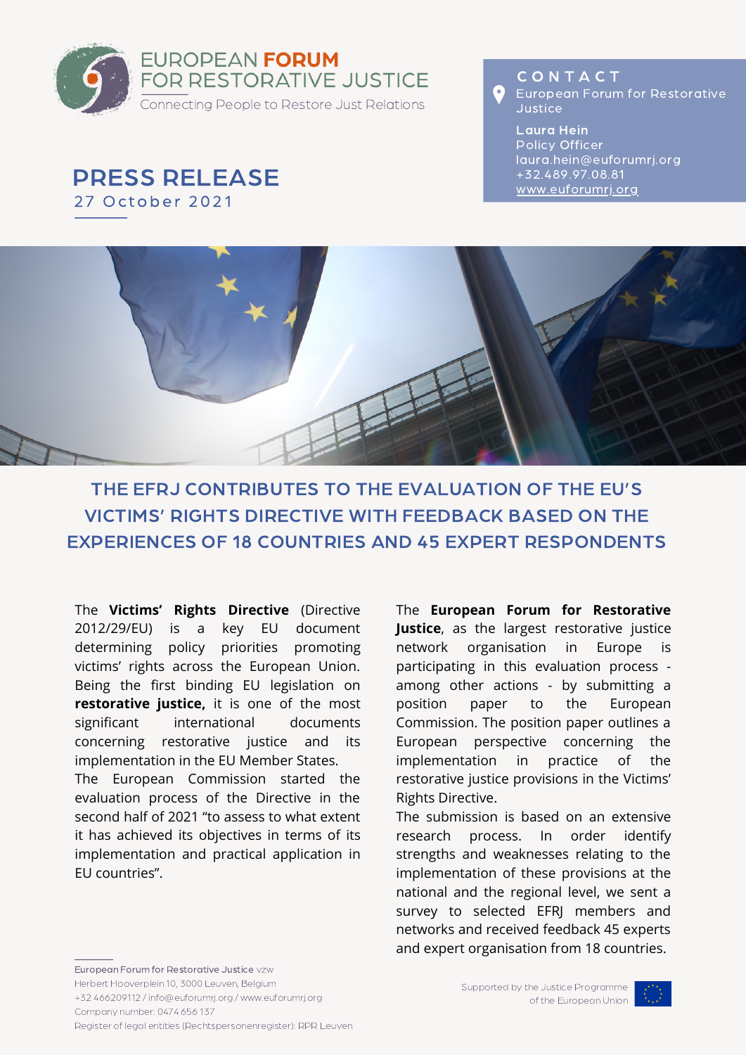EUROPEAN **FORUM** FOR RESTORATIVE JUSTICE

Connecting People to Restore Just Relations

**CONTACT**

European Forum for Restorative Justice

**Laura Hein**
Policy Officer
laura.hein@euforumrj.org
+32.489.97.08.81
www.euforumrj.org

# PRESS RELEASE

27 October 2021

## THE EFRJ CONTRIBUTES TO THE EVALUATION OF THE EU'S VICTIMS' RIGHTS DIRECTIVE WITH FEEDBACK BASED ON THE EXPERIENCES OF 18 COUNTRIES AND 45 EXPERT RESPONDENTS

The **Victims' Rights Directive** (Directive 2012/29/EU) is a key EU document determining policy priorities promoting victims' rights across the European Union. Being the first binding EU legislation on **restorative justice,** it is one of the most significant international documents concerning restorative justice and its implementation in the EU Member States.

The European Commission started the evaluation process of the Directive in the second half of 2021 "to assess to what extent it has achieved its objectives in terms of its implementation and practical application in EU countries".

The **European Forum for Restorative Justice**, as the largest restorative justice network organisation in Europe is participating in this evaluation process - among other actions - by submitting a position paper to the European Commission. The position paper outlines a European perspective concerning the implementation in practice of the restorative justice provisions in the Victims' Rights Directive.

The submission is based on an extensive research process. In order identify strengths and weaknesses relating to the implementation of these provisions at the national and the regional level, we sent a survey to selected EFRJ members and networks and received feedback 45 experts and expert organisation from 18 countries.

European Forum for Restorative Justice vzw
Herbert Hooverplein 10, 3000 Leuven, Belgium
+32 466209112 / info@euforumrj.org / www.euforumrj.org
Company number: 0474 656 137
Register of legal entities (Rechtspersonenregister): RPR Leuven

Supported by the Justice Programme of the European Union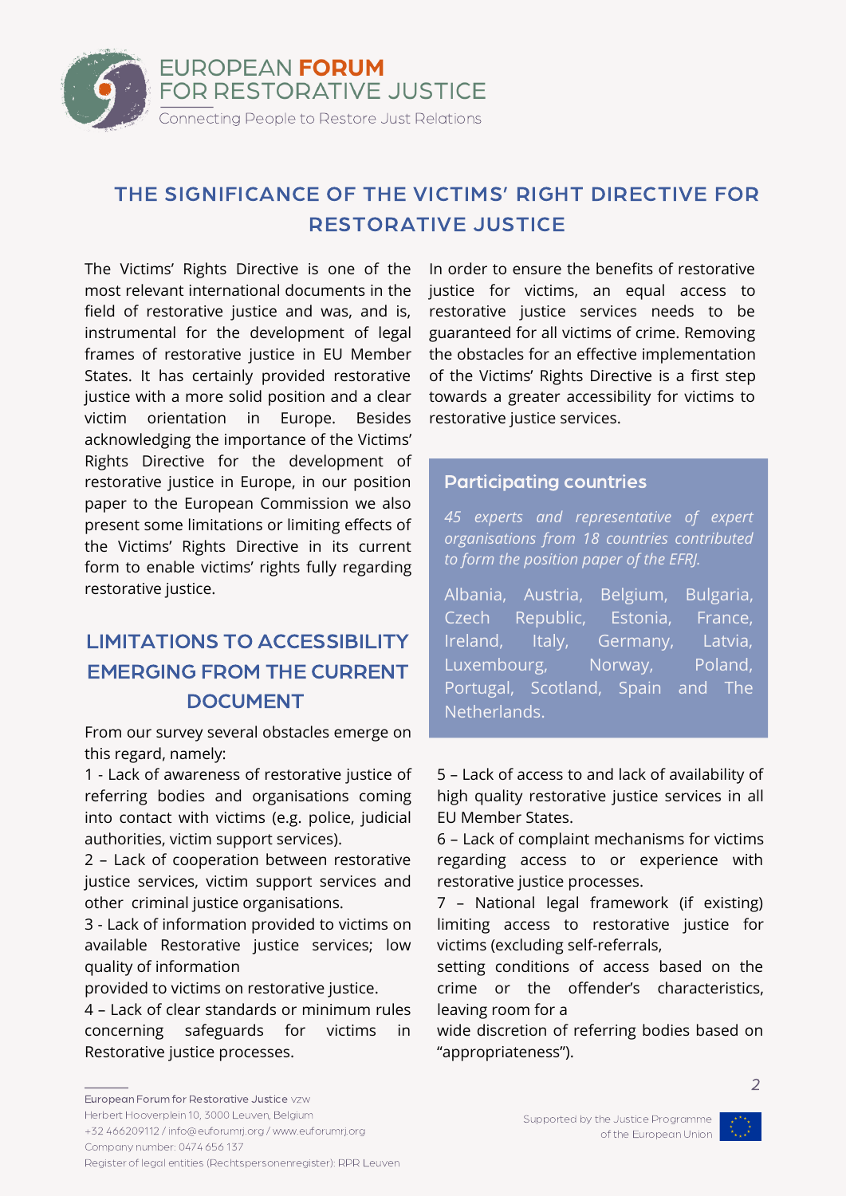# THE SIGNIFICANCE OF THE VICTIMS' RIGHT DIRECTIVE FOR RESTORATIVE JUSTICE

The Victims' Rights Directive is one of the most relevant international documents in the field of restorative justice and was, and is, instrumental for the development of legal frames of restorative justice in EU Member States. It has certainly provided restorative justice with a more solid position and a clear victim orientation in Europe. Besides acknowledging the importance of the Victims' Rights Directive for the development of restorative justice in Europe, in our position paper to the European Commission we also present some limitations or limiting effects of the Victims' Rights Directive in its current form to enable victims' rights fully regarding restorative justice.

In order to ensure the benefits of restorative justice for victims, an equal access to restorative justice services needs to be guaranteed for all victims of crime. Removing the obstacles for an effective implementation of the Victims' Rights Directive is a first step towards a greater accessibility for victims to restorative justice services.

### Participating countries

*45 experts and representative of expert organisations from 18 countries contributed to form the position paper of the EFRJ.*

Albania, Austria, Belgium, Bulgaria, Czech Republic, Estonia, France, Ireland, Italy, Germany, Latvia, Luxembourg, Norway, Poland, Portugal, Scotland, Spain and The Netherlands.

## LIMITATIONS TO ACCESSIBILITY EMERGING FROM THE CURRENT DOCUMENT

From our survey several obstacles emerge on this regard, namely:

1 - Lack of awareness of restorative justice of referring bodies and organisations coming into contact with victims (e.g. police, judicial authorities, victim support services).

2 – Lack of cooperation between restorative justice services, victim support services and other criminal justice organisations.

3 - Lack of information provided to victims on available Restorative justice services; low quality of information provided to victims on restorative justice.

4 – Lack of clear standards or minimum rules concerning safeguards for victims in Restorative justice processes.

5 – Lack of access to and lack of availability of high quality restorative justice services in all EU Member States.

6 – Lack of complaint mechanisms for victims regarding access to or experience with restorative justice processes.

7 – National legal framework (if existing) limiting access to restorative justice for victims (excluding self-referrals, setting conditions of access based on the crime or the offender's characteristics, leaving room for a wide discretion of referring bodies based on "appropriateness").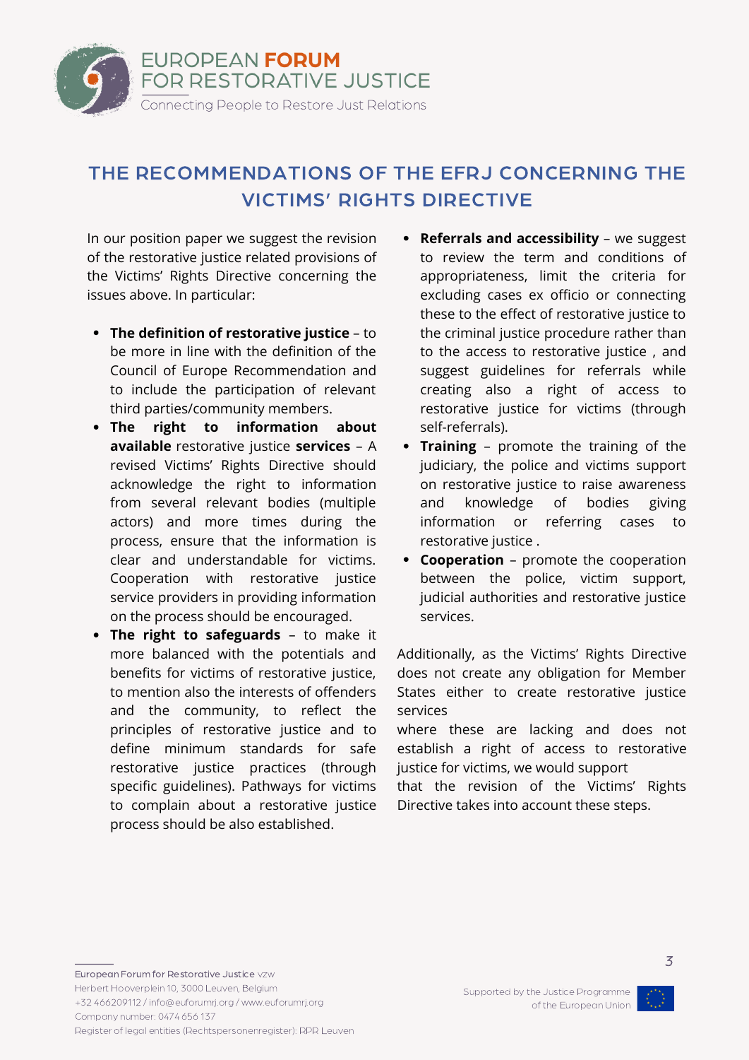## THE RECOMMENDATIONS OF THE EFRJ CONCERNING THE VICTIMS' RIGHTS DIRECTIVE

In our position paper we suggest the revision of the restorative justice related provisions of the Victims' Rights Directive concerning the issues above. In particular:

- **The definition of restorative justice** – to be more in line with the definition of the Council of Europe Recommendation and to include the participation of relevant third parties/community members.
- **The right to information about available** restorative justice **services** – A revised Victims' Rights Directive should acknowledge the right to information from several relevant bodies (multiple actors) and more times during the process, ensure that the information is clear and understandable for victims. Cooperation with restorative justice service providers in providing information on the process should be encouraged.
- **The right to safeguards** – to make it more balanced with the potentials and benefits for victims of restorative justice, to mention also the interests of offenders and the community, to reflect the principles of restorative justice and to define minimum standards for safe restorative justice practices (through specific guidelines). Pathways for victims to complain about a restorative justice process should be also established.
- **Referrals and accessibility** – we suggest to review the term and conditions of appropriateness, limit the criteria for excluding cases ex officio or connecting these to the effect of restorative justice to the criminal justice procedure rather than to the access to restorative justice , and suggest guidelines for referrals while creating also a right of access to restorative justice for victims (through self-referrals).
- **Training** – promote the training of the judiciary, the police and victims support on restorative justice to raise awareness and knowledge of bodies giving information or referring cases to restorative justice .
- **Cooperation** – promote the cooperation between the police, victim support, judicial authorities and restorative justice services.

Additionally, as the Victims' Rights Directive does not create any obligation for Member States either to create restorative justice services where these are lacking and does not establish a right of access to restorative justice for victims, we would support that the revision of the Victims' Rights Directive takes into account these steps.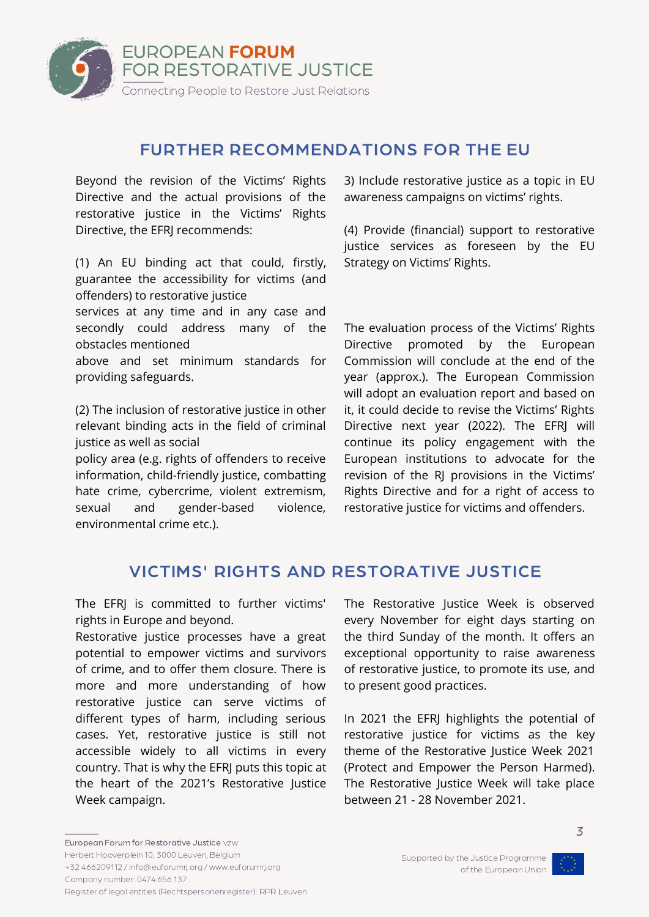## FURTHER RECOMMENDATIONS FOR THE EU

Beyond the revision of the Victims' Rights Directive and the actual provisions of the restorative justice in the Victims' Rights Directive, the EFRJ recommends:

(1) An EU binding act that could, firstly, guarantee the accessibility for victims (and offenders) to restorative justice services at any time and in any case and secondly could address many of the obstacles mentioned above and set minimum standards for providing safeguards.

(2) The inclusion of restorative justice in other relevant binding acts in the field of criminal justice as well as social policy area (e.g. rights of offenders to receive information, child-friendly justice, combatting hate crime, cybercrime, violent extremism, sexual and gender-based violence, environmental crime etc.).

3) Include restorative justice as a topic in EU awareness campaigns on victims' rights.

(4) Provide (financial) support to restorative justice services as foreseen by the EU Strategy on Victims' Rights.

The evaluation process of the Victims' Rights Directive promoted by the European Commission will conclude at the end of the year (approx.). The European Commission will adopt an evaluation report and based on it, it could decide to revise the Victims' Rights Directive next year (2022). The EFRJ will continue its policy engagement with the European institutions to advocate for the revision of the RJ provisions in the Victims' Rights Directive and for a right of access to restorative justice for victims and offenders.

## VICTIMS' RIGHTS AND RESTORATIVE JUSTICE

The EFRJ is committed to further victims' rights in Europe and beyond.
Restorative justice processes have a great potential to empower victims and survivors of crime, and to offer them closure. There is more and more understanding of how restorative justice can serve victims of different types of harm, including serious cases. Yet, restorative justice is still not accessible widely to all victims in every country. That is why the EFRJ puts this topic at the heart of the 2021's Restorative Justice Week campaign.

The Restorative Justice Week is observed every November for eight days starting on the third Sunday of the month. It offers an exceptional opportunity to raise awareness of restorative justice, to promote its use, and to present good practices.

In 2021 the EFRJ highlights the potential of restorative justice for victims as the key theme of the Restorative Justice Week 2021 (Protect and Empower the Person Harmed). The Restorative Justice Week will take place between 21 - 28 November 2021.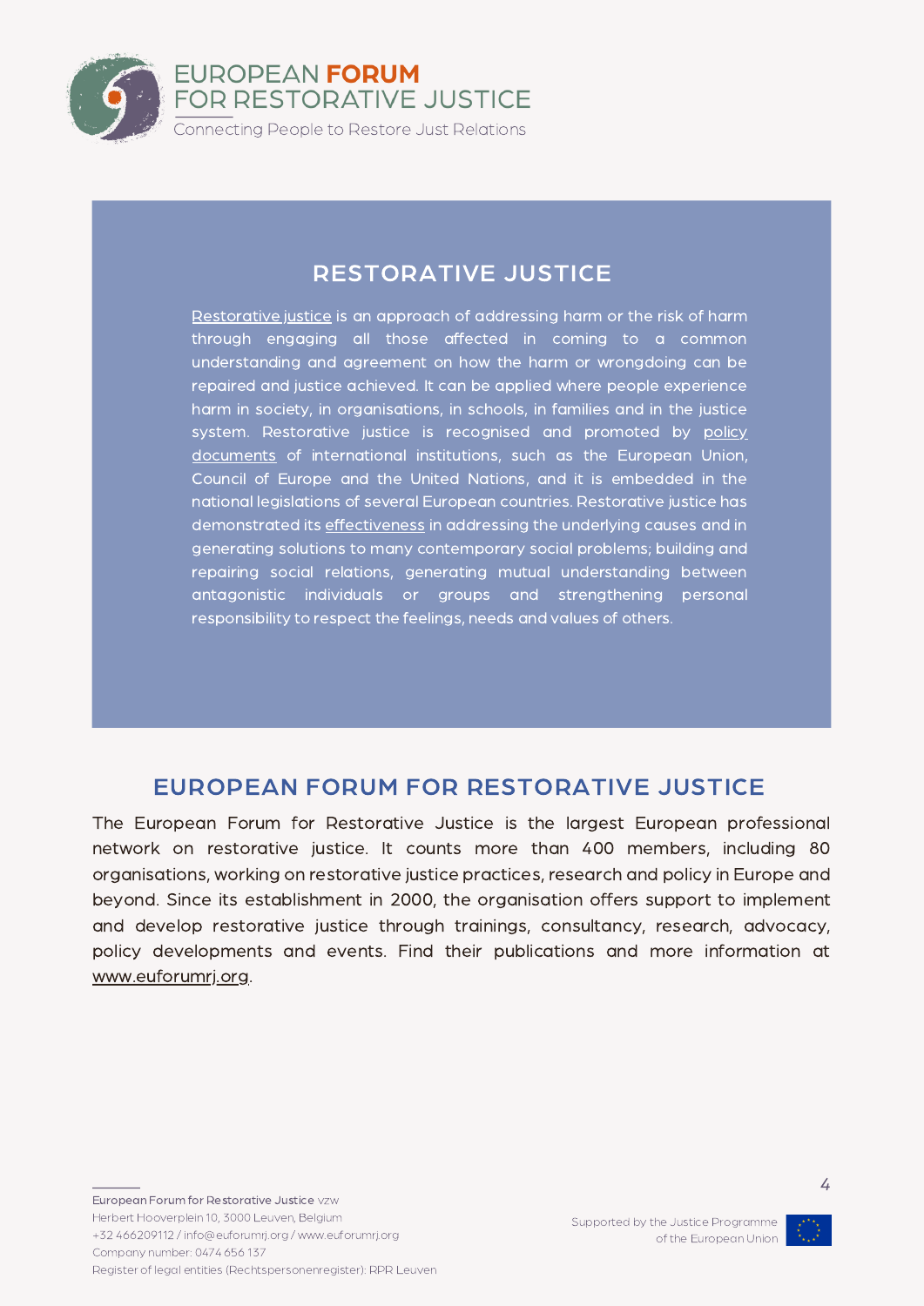## RESTORATIVE JUSTICE

Restorative justice is an approach of addressing harm or the risk of harm through engaging all those affected in coming to a common understanding and agreement on how the harm or wrongdoing can be repaired and justice achieved. It can be applied where people experience harm in society, in organisations, in schools, in families and in the justice system. Restorative justice is recognised and promoted by policy documents of international institutions, such as the European Union, Council of Europe and the United Nations, and it is embedded in the national legislations of several European countries. Restorative justice has demonstrated its effectiveness in addressing the underlying causes and in generating solutions to many contemporary social problems; building and repairing social relations, generating mutual understanding between antagonistic individuals or groups and strengthening personal responsibility to respect the feelings, needs and values of others.

## EUROPEAN FORUM FOR RESTORATIVE JUSTICE

The European Forum for Restorative Justice is the largest European professional network on restorative justice. It counts more than 400 members, including 80 organisations, working on restorative justice practices, research and policy in Europe and beyond. Since its establishment in 2000, the organisation offers support to implement and develop restorative justice through trainings, consultancy, research, advocacy, policy developments and events. Find their publications and more information at www.euforumrj.org.